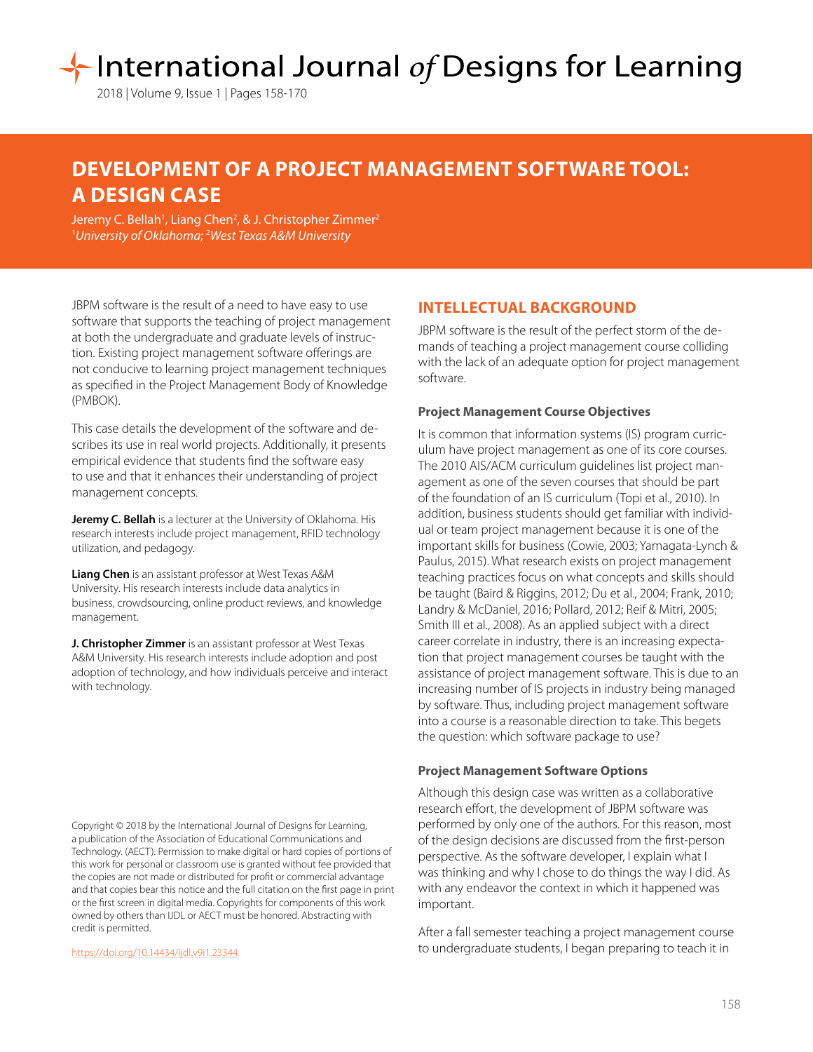# DEVELOPMENT OF A PROJECT MANAGEMENT SOFTWARE TOOL: A DESIGN CASE

Jeremy C. Bellah[1], Liang Chen[2], & J. Christopher Zimmer[2]

[1]*University of Oklahoma*; [2]*West Texas A&M University*

JBPM software is the result of a need to have easy to use software that supports the teaching of project management at both the undergraduate and graduate levels of instruction. Existing project management software offerings are not conducive to learning project management techniques as specified in the Project Management Body of Knowledge (PMBOK).

This case details the development of the software and describes its use in real world projects. Additionally, it presents empirical evidence that students find the software easy to use and that it enhances their understanding of project management concepts.

**Jeremy C. Bellah** is a lecturer at the University of Oklahoma. His research interests include project management, RFID technology utilization, and pedagogy.

**Liang Chen** is an assistant professor at West Texas A&M University. His research interests include data analytics in business, crowdsourcing, online product reviews, and knowledge management.

**J. Christopher Zimmer** is an assistant professor at West Texas A&M University. His research interests include adoption and post adoption of technology, and how individuals perceive and interact with technology.

Copyright © 2018 by the International Journal of Designs for Learning, a publication of the Association of Educational Communications and Technology. (AECT). Permission to make digital or hard copies of portions of this work for personal or classroom use is granted without fee provided that the copies are not made or distributed for profit or commercial advantage and that copies bear this notice and the full citation on the first page in print or the first screen in digital media. Copyrights for components of this work owned by others than IJDL or AECT must be honored. Abstracting with credit is permitted.

https://doi.org/10.14434/ijdl.v9i1.23344

## INTELLECTUAL BACKGROUND

JBPM software is the result of the perfect storm of the demands of teaching a project management course colliding with the lack of an adequate option for project management software.

### Project Management Course Objectives

It is common that information systems (IS) program curriculum have project management as one of its core courses. The 2010 AIS/ACM curriculum guidelines list project management as one of the seven courses that should be part of the foundation of an IS curriculum (Topi et al., 2010). In addition, business students should get familiar with individual or team project management because it is one of the important skills for business (Cowie, 2003; Yamagata-Lynch & Paulus, 2015). What research exists on project management teaching practices focus on what concepts and skills should be taught (Baird & Riggins, 2012; Du et al., 2004; Frank, 2010; Landry & McDaniel, 2016; Pollard, 2012; Reif & Mitri, 2005; Smith III et al., 2008). As an applied subject with a direct career correlate in industry, there is an increasing expectation that project management courses be taught with the assistance of project management software. This is due to an increasing number of IS projects in industry being managed by software. Thus, including project management software into a course is a reasonable direction to take. This begets the question: which software package to use?

### Project Management Software Options

Although this design case was written as a collaborative research effort, the development of JBPM software was performed by only one of the authors. For this reason, most of the design decisions are discussed from the first-person perspective. As the software developer, I explain what I was thinking and why I chose to do things the way I did. As with any endeavor the context in which it happened was important.

After a fall semester teaching a project management course to undergraduate students, I began preparing to teach it in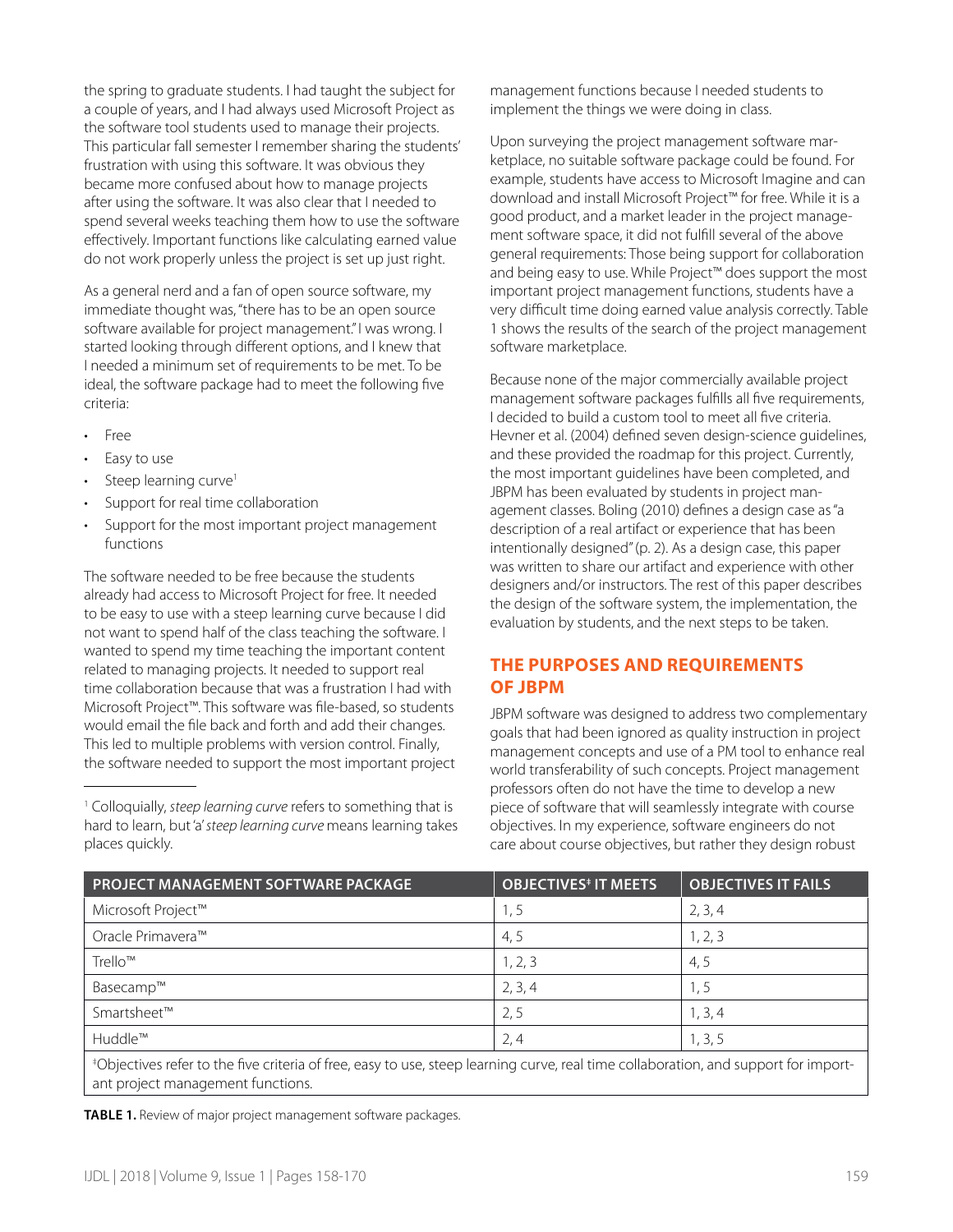the spring to graduate students. I had taught the subject for a couple of years, and I had always used Microsoft Project as the software tool students used to manage their projects. This particular fall semester I remember sharing the students' frustration with using this software. It was obvious they became more confused about how to manage projects after using the software. It was also clear that I needed to spend several weeks teaching them how to use the software effectively. Important functions like calculating earned value do not work properly unless the project is set up just right.

As a general nerd and a fan of open source software, my immediate thought was, "there has to be an open source software available for project management." I was wrong. I started looking through different options, and I knew that I needed a minimum set of requirements to be met. To be ideal, the software package had to meet the following five criteria:

- Free
- Easy to use
- Steep learning curve[1]
- Support for real time collaboration
- Support for the most important project management functions

The software needed to be free because the students already had access to Microsoft Project for free. It needed to be easy to use with a steep learning curve because I did not want to spend half of the class teaching the software. I wanted to spend my time teaching the important content related to managing projects. It needed to support real time collaboration because that was a frustration I had with Microsoft Project™. This software was file-based, so students would email the file back and forth and add their changes. This led to multiple problems with version control. Finally, the software needed to support the most important project management functions because I needed students to implement the things we were doing in class.

Upon surveying the project management software marketplace, no suitable software package could be found. For example, students have access to Microsoft Imagine and can download and install Microsoft Project™ for free. While it is a good product, and a market leader in the project management software space, it did not fulfill several of the above general requirements: Those being support for collaboration and being easy to use. While Project™ does support the most important project management functions, students have a very difficult time doing earned value analysis correctly. Table 1 shows the results of the search of the project management software marketplace.

Because none of the major commercially available project management software packages fulfills all five requirements, I decided to build a custom tool to meet all five criteria. Hevner et al. (2004) defined seven design-science guidelines, and these provided the roadmap for this project. Currently, the most important guidelines have been completed, and JBPM has been evaluated by students in project management classes. Boling (2010) defines a design case as "a description of a real artifact or experience that has been intentionally designed" (p. 2). As a design case, this paper was written to share our artifact and experience with other designers and/or instructors. The rest of this paper describes the design of the software system, the implementation, the evaluation by students, and the next steps to be taken.

## THE PURPOSES AND REQUIREMENTS OF JBPM

JBPM software was designed to address two complementary goals that had been ignored as quality instruction in project management concepts and use of a PM tool to enhance real world transferability of such concepts. Project management professors often do not have the time to develop a new piece of software that will seamlessly integrate with course objectives. In my experience, software engineers do not care about course objectives, but rather they design robust

| PROJECT MANAGEMENT SOFTWARE PACKAGE | OBJECTIVES‡ IT MEETS | OBJECTIVES IT FAILS |
|---|---|---|
| Microsoft Project™ | 1, 5 | 2, 3, 4 |
| Oracle Primavera™ | 4, 5 | 1, 2, 3 |
| Trello™ | 1, 2, 3 | 4, 5 |
| Basecamp™ | 2, 3, 4 | 1, 5 |
| Smartsheet™ | 2, 5 | 1, 3, 4 |
| Huddle™ | 2, 4 | 1, 3, 5 |

‡Objectives refer to the five criteria of free, easy to use, steep learning curve, real time collaboration, and support for important project management functions.

**TABLE 1.** Review of major project management software packages.

[1] Colloquially, *steep learning curve* refers to something that is hard to learn, but 'a' *steep learning curve* means learning takes places quickly.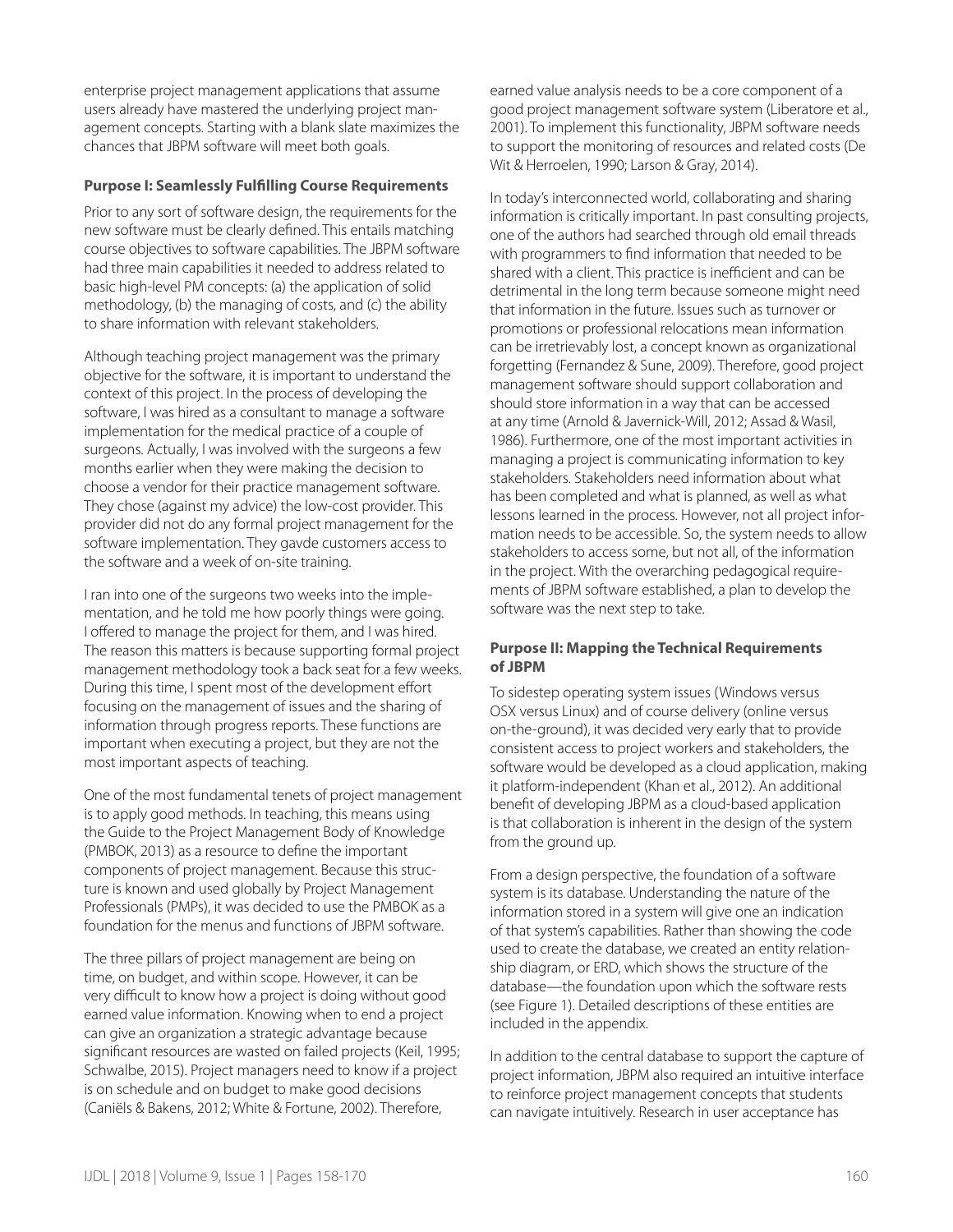enterprise project management applications that assume users already have mastered the underlying project management concepts. Starting with a blank slate maximizes the chances that JBPM software will meet both goals.

**Purpose I: Seamlessly Fulfilling Course Requirements**

Prior to any sort of software design, the requirements for the new software must be clearly defined. This entails matching course objectives to software capabilities. The JBPM software had three main capabilities it needed to address related to basic high-level PM concepts: (a) the application of solid methodology, (b) the managing of costs, and (c) the ability to share information with relevant stakeholders.

Although teaching project management was the primary objective for the software, it is important to understand the context of this project. In the process of developing the software, I was hired as a consultant to manage a software implementation for the medical practice of a couple of surgeons. Actually, I was involved with the surgeons a few months earlier when they were making the decision to choose a vendor for their practice management software. They chose (against my advice) the low-cost provider. This provider did not do any formal project management for the software implementation. They gavde customers access to the software and a week of on-site training.

I ran into one of the surgeons two weeks into the implementation, and he told me how poorly things were going. I offered to manage the project for them, and I was hired. The reason this matters is because supporting formal project management methodology took a back seat for a few weeks. During this time, I spent most of the development effort focusing on the management of issues and the sharing of information through progress reports. These functions are important when executing a project, but they are not the most important aspects of teaching.

One of the most fundamental tenets of project management is to apply good methods. In teaching, this means using the Guide to the Project Management Body of Knowledge (PMBOK, 2013) as a resource to define the important components of project management. Because this structure is known and used globally by Project Management Professionals (PMPs), it was decided to use the PMBOK as a foundation for the menus and functions of JBPM software.

The three pillars of project management are being on time, on budget, and within scope. However, it can be very difficult to know how a project is doing without good earned value information. Knowing when to end a project can give an organization a strategic advantage because significant resources are wasted on failed projects (Keil, 1995; Schwalbe, 2015). Project managers need to know if a project is on schedule and on budget to make good decisions (Caniëls & Bakens, 2012; White & Fortune, 2002). Therefore, earned value analysis needs to be a core component of a good project management software system (Liberatore et al., 2001). To implement this functionality, JBPM software needs to support the monitoring of resources and related costs (De Wit & Herroelen, 1990; Larson & Gray, 2014).

In today's interconnected world, collaborating and sharing information is critically important. In past consulting projects, one of the authors had searched through old email threads with programmers to find information that needed to be shared with a client. This practice is inefficient and can be detrimental in the long term because someone might need that information in the future. Issues such as turnover or promotions or professional relocations mean information can be irretrievably lost, a concept known as organizational forgetting (Fernandez & Sune, 2009). Therefore, good project management software should support collaboration and should store information in a way that can be accessed at any time (Arnold & Javernick-Will, 2012; Assad & Wasil, 1986). Furthermore, one of the most important activities in managing a project is communicating information to key stakeholders. Stakeholders need information about what has been completed and what is planned, as well as what lessons learned in the process. However, not all project information needs to be accessible. So, the system needs to allow stakeholders to access some, but not all, of the information in the project. With the overarching pedagogical requirements of JBPM software established, a plan to develop the software was the next step to take.

**Purpose II: Mapping the Technical Requirements of JBPM**

To sidestep operating system issues (Windows versus OSX versus Linux) and of course delivery (online versus on-the-ground), it was decided very early that to provide consistent access to project workers and stakeholders, the software would be developed as a cloud application, making it platform-independent (Khan et al., 2012). An additional benefit of developing JBPM as a cloud-based application is that collaboration is inherent in the design of the system from the ground up.

From a design perspective, the foundation of a software system is its database. Understanding the nature of the information stored in a system will give one an indication of that system's capabilities. Rather than showing the code used to create the database, we created an entity relationship diagram, or ERD, which shows the structure of the database—the foundation upon which the software rests (see Figure 1). Detailed descriptions of these entities are included in the appendix.

In addition to the central database to support the capture of project information, JBPM also required an intuitive interface to reinforce project management concepts that students can navigate intuitively. Research in user acceptance has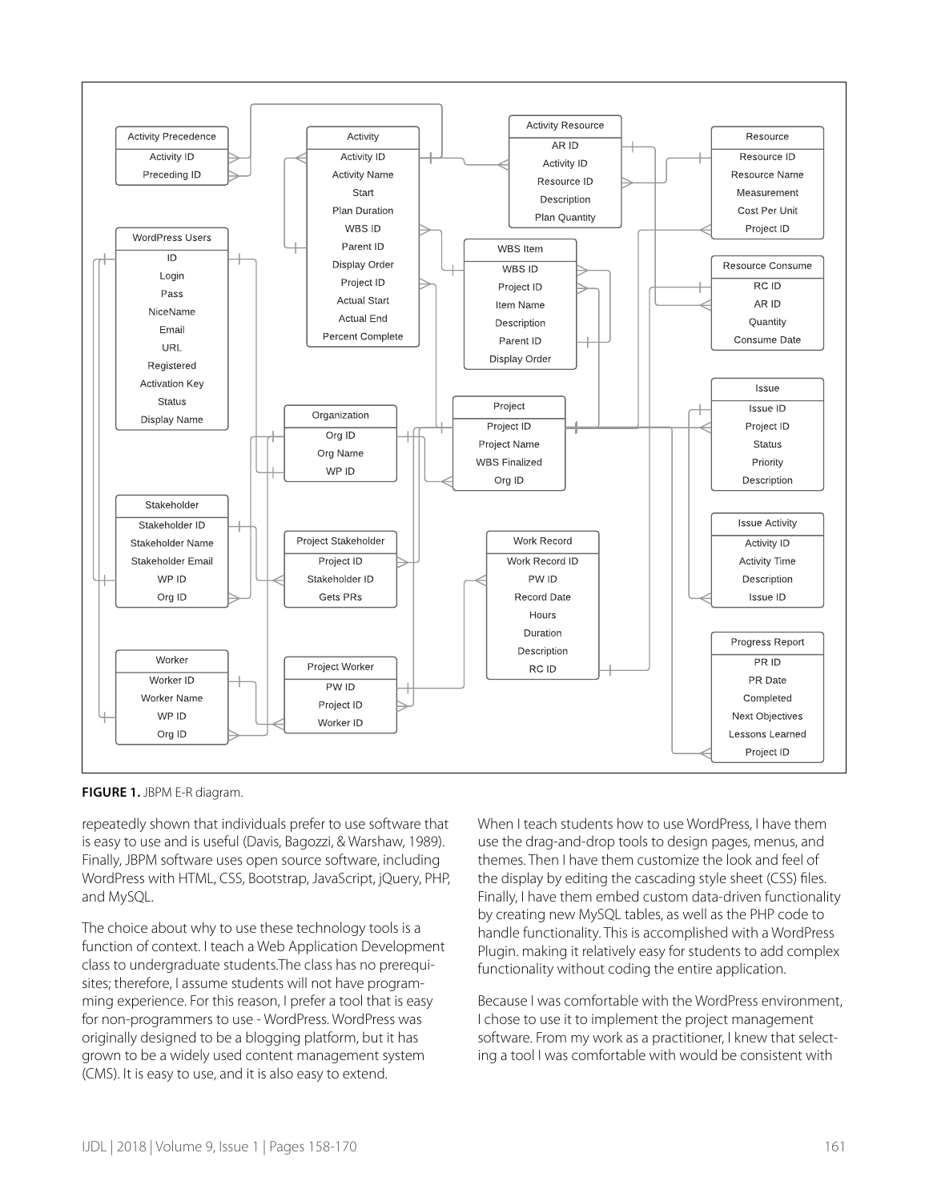**FIGURE 1.** JBPM E-R diagram.

repeatedly shown that individuals prefer to use software that is easy to use and is useful (Davis, Bagozzi, & Warshaw, 1989). Finally, JBPM software uses open source software, including WordPress with HTML, CSS, Bootstrap, JavaScript, jQuery, PHP, and MySQL.

The choice about why to use these technology tools is a function of context. I teach a Web Application Development class to undergraduate students.The class has no prerequisites; therefore, I assume students will not have programming experience. For this reason, I prefer a tool that is easy for non-programmers to use - WordPress. WordPress was originally designed to be a blogging platform, but it has grown to be a widely used content management system (CMS). It is easy to use, and it is also easy to extend.

When I teach students how to use WordPress, I have them use the drag-and-drop tools to design pages, menus, and themes. Then I have them customize the look and feel of the display by editing the cascading style sheet (CSS) files. Finally, I have them embed custom data-driven functionality by creating new MySQL tables, as well as the PHP code to handle functionality. This is accomplished with a WordPress Plugin. making it relatively easy for students to add complex functionality without coding the entire application.

Because I was comfortable with the WordPress environment, I chose to use it to implement the project management software. From my work as a practitioner, I knew that selecting a tool I was comfortable with would be consistent with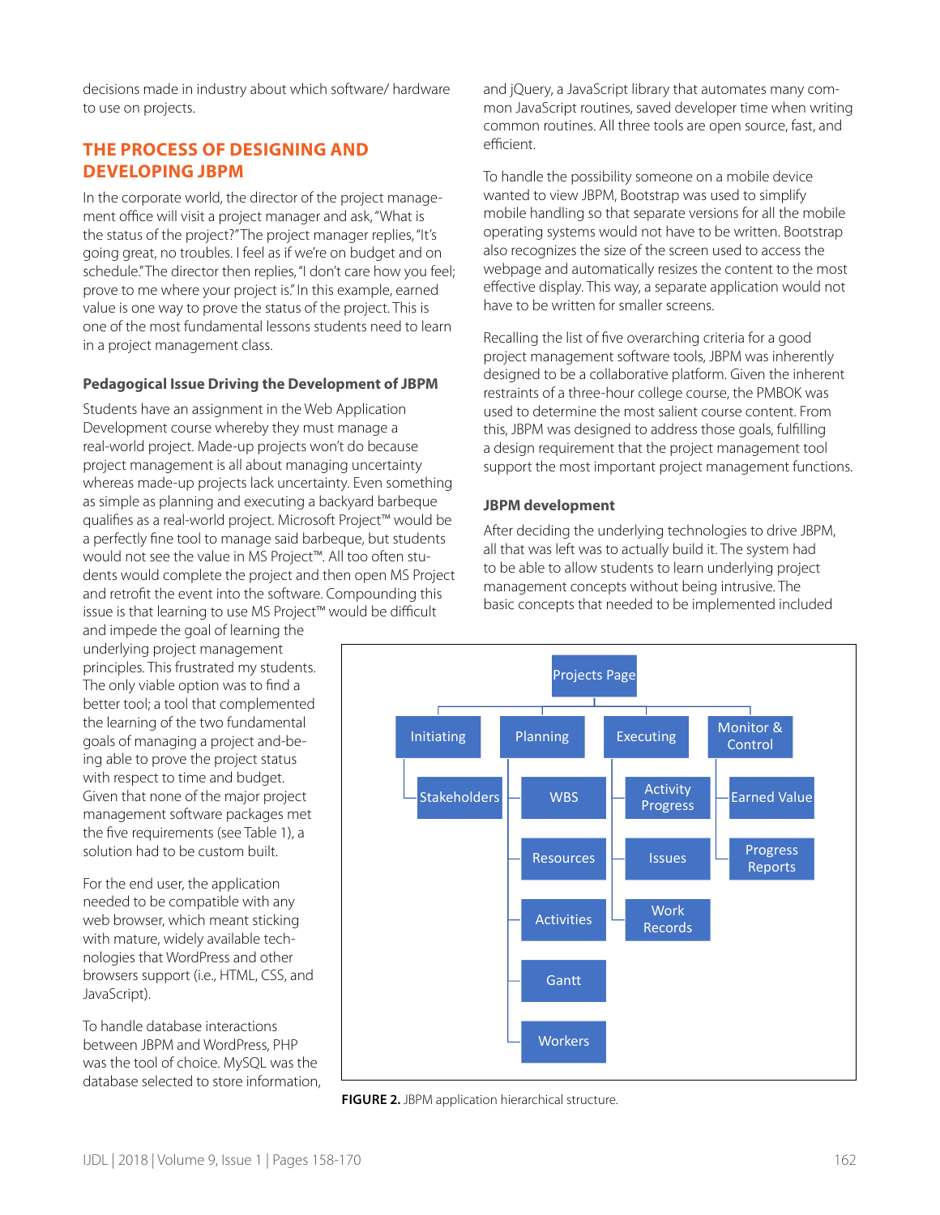decisions made in industry about which software/ hardware to use on projects.

## THE PROCESS OF DESIGNING AND DEVELOPING JBPM

In the corporate world, the director of the project management office will visit a project manager and ask, "What is the status of the project?" The project manager replies, "It's going great, no troubles. I feel as if we're on budget and on schedule." The director then replies, "I don't care how you feel; prove to me where your project is." In this example, earned value is one way to prove the status of the project. This is one of the most fundamental lessons students need to learn in a project management class.

### Pedagogical Issue Driving the Development of JBPM

Students have an assignment in the Web Application Development course whereby they must manage a real-world project. Made-up projects won't do because project management is all about managing uncertainty whereas made-up projects lack uncertainty. Even something as simple as planning and executing a backyard barbeque qualifies as a real-world project. Microsoft Project™ would be a perfectly fine tool to manage said barbeque, but students would not see the value in MS Project™. All too often students would complete the project and then open MS Project and retrofit the event into the software. Compounding this issue is that learning to use MS Project™ would be difficult and impede the goal of learning the underlying project management principles. This frustrated my students. The only viable option was to find a better tool; a tool that complemented the learning of the two fundamental goals of managing a project and-being able to prove the project status with respect to time and budget. Given that none of the major project management software packages met the five requirements (see Table 1), a solution had to be custom built.

For the end user, the application needed to be compatible with any web browser, which meant sticking with mature, widely available technologies that WordPress and other browsers support (i.e., HTML, CSS, and JavaScript).

To handle database interactions between JBPM and WordPress, PHP was the tool of choice. MySQL was the database selected to store information, and jQuery, a JavaScript library that automates many common JavaScript routines, saved developer time when writing common routines. All three tools are open source, fast, and efficient.

To handle the possibility someone on a mobile device wanted to view JBPM, Bootstrap was used to simplify mobile handling so that separate versions for all the mobile operating systems would not have to be written. Bootstrap also recognizes the size of the screen used to access the webpage and automatically resizes the content to the most effective display. This way, a separate application would not have to be written for smaller screens.

Recalling the list of five overarching criteria for a good project management software tools, JBPM was inherently designed to be a collaborative platform. Given the inherent restraints of a three-hour college course, the PMBOK was used to determine the most salient course content. From this, JBPM was designed to address those goals, fulfilling a design requirement that the project management tool support the most important project management functions.

### JBPM development

After deciding the underlying technologies to drive JBPM, all that was left was to actually build it. The system had to be able to allow students to learn underlying project management concepts without being intrusive. The basic concepts that needed to be implemented included

- Projects Page
  - Initiating
    - Stakeholders
  - Planning
    - WBS
    - Resources
    - Activities
    - Gantt
    - Workers
  - Executing
    - Activity Progress
    - Issues
    - Work Records
  - Monitor & Control
    - Earned Value
    - Progress Reports

**FIGURE 2.** JBPM application hierarchical structure.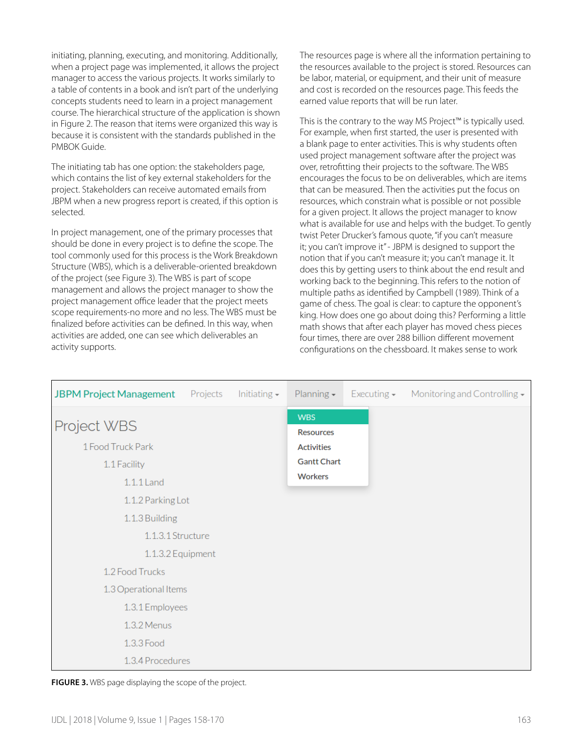initiating, planning, executing, and monitoring. Additionally, when a project page was implemented, it allows the project manager to access the various projects. It works similarly to a table of contents in a book and isn't part of the underlying concepts students need to learn in a project management course. The hierarchical structure of the application is shown in Figure 2. The reason that items were organized this way is because it is consistent with the standards published in the PMBOK Guide.

The initiating tab has one option: the stakeholders page, which contains the list of key external stakeholders for the project. Stakeholders can receive automated emails from JBPM when a new progress report is created, if this option is selected.

In project management, one of the primary processes that should be done in every project is to define the scope. The tool commonly used for this process is the Work Breakdown Structure (WBS), which is a deliverable-oriented breakdown of the project (see Figure 3). The WBS is part of scope management and allows the project manager to show the project management office leader that the project meets scope requirements-no more and no less. The WBS must be finalized before activities can be defined. In this way, when activities are added, one can see which deliverables an activity supports.

The resources page is where all the information pertaining to the resources available to the project is stored. Resources can be labor, material, or equipment, and their unit of measure and cost is recorded on the resources page. This feeds the earned value reports that will be run later.

This is the contrary to the way MS Project™ is typically used. For example, when first started, the user is presented with a blank page to enter activities. This is why students often used project management software after the project was over, retrofitting their projects to the software. The WBS encourages the focus to be on deliverables, which are items that can be measured. Then the activities put the focus on resources, which constrain what is possible or not possible for a given project. It allows the project manager to know what is available for use and helps with the budget. To gently twist Peter Drucker's famous quote, "if you can't measure it; you can't improve it" - JBPM is designed to support the notion that if you can't measure it; you can't manage it. It does this by getting users to think about the end result and working back to the beginning. This refers to the notion of multiple paths as identified by Campbell (1989). Think of a game of chess. The goal is clear: to capture the opponent's king. How does one go about doing this? Performing a little math shows that after each player has moved chess pieces four times, there are over 288 billion different movement configurations on the chessboard. It makes sense to work

JBPM Project Management | Projects | Initiating ▾ | Planning ▾ | Executing ▾ | Monitoring and Controlling ▾

Planning menu: WBS, Resources, Activities, Gantt Chart, Workers

Project WBS

- 1 Food Truck Park
  - 1.1 Facility
    - 1.1.1 Land
    - 1.1.2 Parking Lot
    - 1.1.3 Building
      - 1.1.3.1 Structure
      - 1.1.3.2 Equipment
  - 1.2 Food Trucks
  - 1.3 Operational Items
    - 1.3.1 Employees
    - 1.3.2 Menus
    - 1.3.3 Food
    - 1.3.4 Procedures

**FIGURE 3.** WBS page displaying the scope of the project.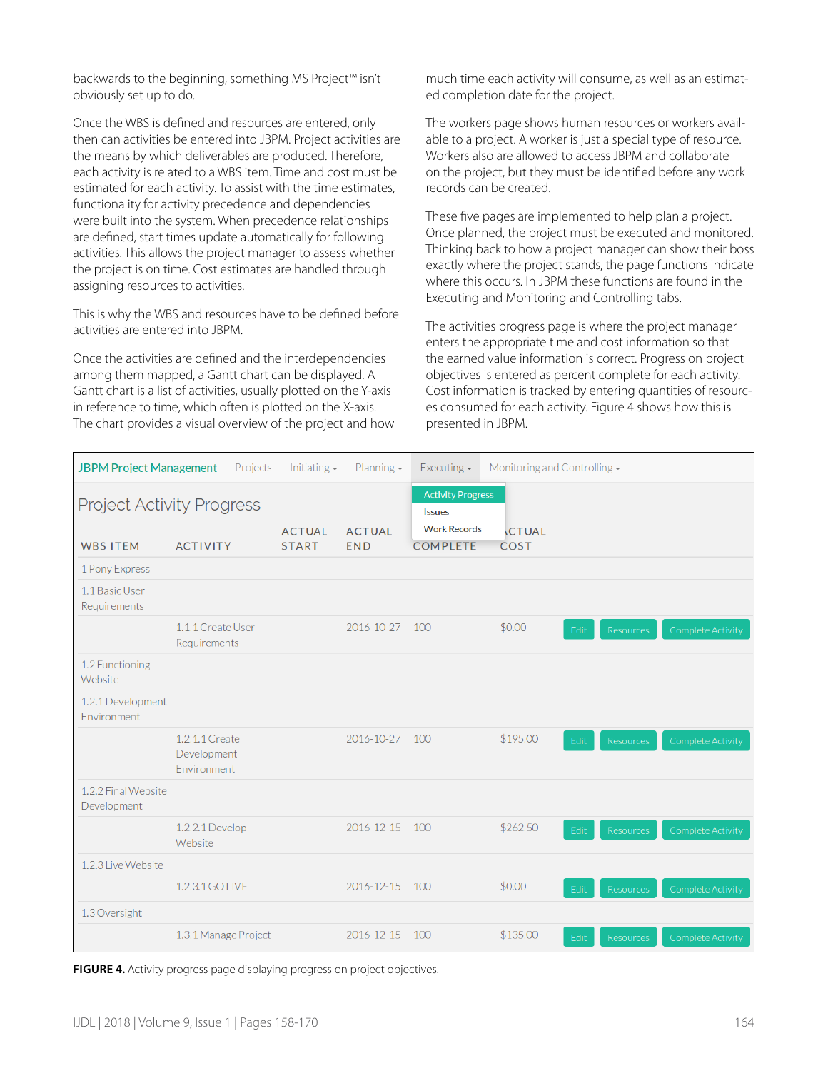backwards to the beginning, something MS Project™ isn't obviously set up to do.

Once the WBS is defined and resources are entered, only then can activities be entered into JBPM. Project activities are the means by which deliverables are produced. Therefore, each activity is related to a WBS item. Time and cost must be estimated for each activity. To assist with the time estimates, functionality for activity precedence and dependencies were built into the system. When precedence relationships are defined, start times update automatically for following activities. This allows the project manager to assess whether the project is on time. Cost estimates are handled through assigning resources to activities.

This is why the WBS and resources have to be defined before activities are entered into JBPM.

Once the activities are defined and the interdependencies among them mapped, a Gantt chart can be displayed. A Gantt chart is a list of activities, usually plotted on the Y-axis in reference to time, which often is plotted on the X-axis. The chart provides a visual overview of the project and how much time each activity will consume, as well as an estimated completion date for the project.

The workers page shows human resources or workers available to a project. A worker is just a special type of resource. Workers also are allowed to access JBPM and collaborate on the project, but they must be identified before any work records can be created.

These five pages are implemented to help plan a project. Once planned, the project must be executed and monitored. Thinking back to how a project manager can show their boss exactly where the project stands, the page functions indicate where this occurs. In JBPM these functions are found in the Executing and Monitoring and Controlling tabs.

The activities progress page is where the project manager enters the appropriate time and cost information so that the earned value information is correct. Progress on project objectives is entered as percent complete for each activity. Cost information is tracked by entering quantities of resources consumed for each activity. Figure 4 shows how this is presented in JBPM.

JBPM Project Management | Projects | Initiating | Planning | Executing (Activity Progress, Issues, Work Records) | Monitoring and Controlling

Project Activity Progress

| WBS ITEM | ACTIVITY | ACTUAL START | ACTUAL END | COMPLETE | ACTUAL COST | | | |
|---|---|---|---|---|---|---|---|---|
| 1 Pony Express | | | | | | | | |
| 1.1 Basic User Requirements | | | | | | | | |
| | 1.1.1 Create User Requirements | | 2016-10-27 | 100 | $0.00 | Edit | Resources | Complete Activity |
| 1.2 Functioning Website | | | | | | | | |
| 1.2.1 Development Environment | | | | | | | | |
| | 1.2.1.1 Create Development Environment | | 2016-10-27 | 100 | $195.00 | Edit | Resources | Complete Activity |
| 1.2.2 Final Website Development | | | | | | | | |
| | 1.2.2.1 Develop Website | | 2016-12-15 | 100 | $262.50 | Edit | Resources | Complete Activity |
| 1.2.3 Live Website | | | | | | | | |
| | 1.2.3.1 GO LIVE | | 2016-12-15 | 100 | $0.00 | Edit | Resources | Complete Activity |
| 1.3 Oversight | | | | | | | | |
| | 1.3.1 Manage Project | | 2016-12-15 | 100 | $135.00 | Edit | Resources | Complete Activity |

**FIGURE 4.** Activity progress page displaying progress on project objectives.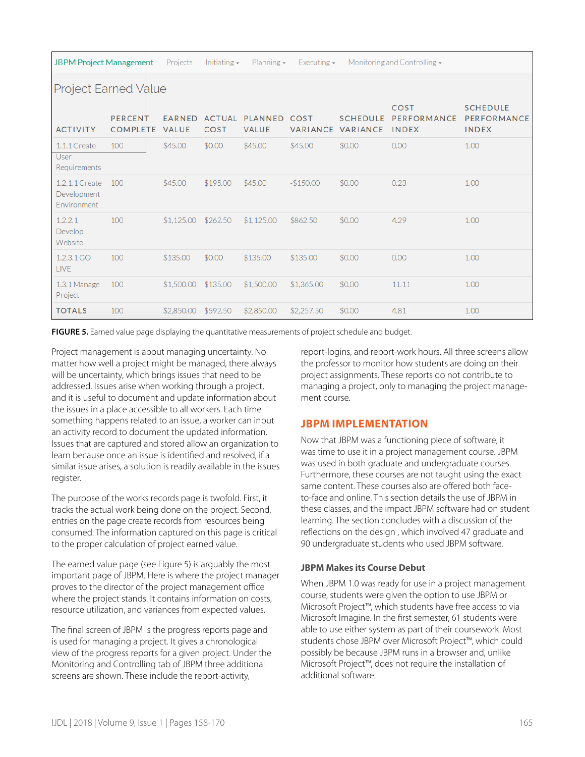JBPM Project Management | Projects | Initiating | Planning | Executing | Monitoring and Controlling

Project Earned Value

| ACTIVITY | PERCENT COMPLETE | EARNED VALUE | ACTUAL COST | PLANNED VALUE | COST VARIANCE | SCHEDULE VARIANCE | COST PERFORMANCE INDEX | SCHEDULE PERFORMANCE INDEX |
|---|---|---|---|---|---|---|---|---|
| 1.1.1 Create User Requirements | 100 | $45.00 | $0.00 | $45.00 | $45.00 | $0.00 | 0.00 | 1.00 |
| 1.2.1.1 Create Development Environment | 100 | $45.00 | $195.00 | $45.00 | -$150.00 | $0.00 | 0.23 | 1.00 |
| 1.2.2.1 Develop Website | 100 | $1,125.00 | $262.50 | $1,125.00 | $862.50 | $0.00 | 4.29 | 1.00 |
| 1.2.3.1 GO LIVE | 100 | $135.00 | $0.00 | $135.00 | $135.00 | $0.00 | 0.00 | 1.00 |
| 1.3.1 Manage Project | 100 | $1,500.00 | $135.00 | $1,500.00 | $1,365.00 | $0.00 | 11.11 | 1.00 |
| TOTALS | 100 | $2,850.00 | $592.50 | $2,850.00 | $2,257.50 | $0.00 | 4.81 | 1.00 |

**FIGURE 5.** Earned value page displaying the quantitative measurements of project schedule and budget.

Project management is about managing uncertainty. No matter how well a project might be managed, there always will be uncertainty, which brings issues that need to be addressed. Issues arise when working through a project, and it is useful to document and update information about the issues in a place accessible to all workers. Each time something happens related to an issue, a worker can input an activity record to document the updated information. Issues that are captured and stored allow an organization to learn because once an issue is identified and resolved, if a similar issue arises, a solution is readily available in the issues register.

The purpose of the works records page is twofold. First, it tracks the actual work being done on the project. Second, entries on the page create records from resources being consumed. The information captured on this page is critical to the proper calculation of project earned value.

The earned value page (see Figure 5) is arguably the most important page of JBPM. Here is where the project manager proves to the director of the project management office where the project stands. It contains information on costs, resource utilization, and variances from expected values.

The final screen of JBPM is the progress reports page and is used for managing a project. It gives a chronological view of the progress reports for a given project. Under the Monitoring and Controlling tab of JBPM three additional screens are shown. These include the report-activity, report-logins, and report-work hours. All three screens allow the professor to monitor how students are doing on their project assignments. These reports do not contribute to managing a project, only to managing the project management course.

## JBPM IMPLEMENTATION

Now that JBPM was a functioning piece of software, it was time to use it in a project management course. JBPM was used in both graduate and undergraduate courses. Furthermore, these courses are not taught using the exact same content. These courses also are offered both face-to-face and online. This section details the use of JBPM in these classes, and the impact JBPM software had on student learning. The section concludes with a discussion of the reflections on the design , which involved 47 graduate and 90 undergraduate students who used JBPM software.

### JBPM Makes its Course Debut

When JBPM 1.0 was ready for use in a project management course, students were given the option to use JBPM or Microsoft Project™, which students have free access to via Microsoft Imagine. In the first semester, 61 students were able to use either system as part of their coursework. Most students chose JBPM over Microsoft Project™, which could possibly be because JBPM runs in a browser and, unlike Microsoft Project™, does not require the installation of additional software.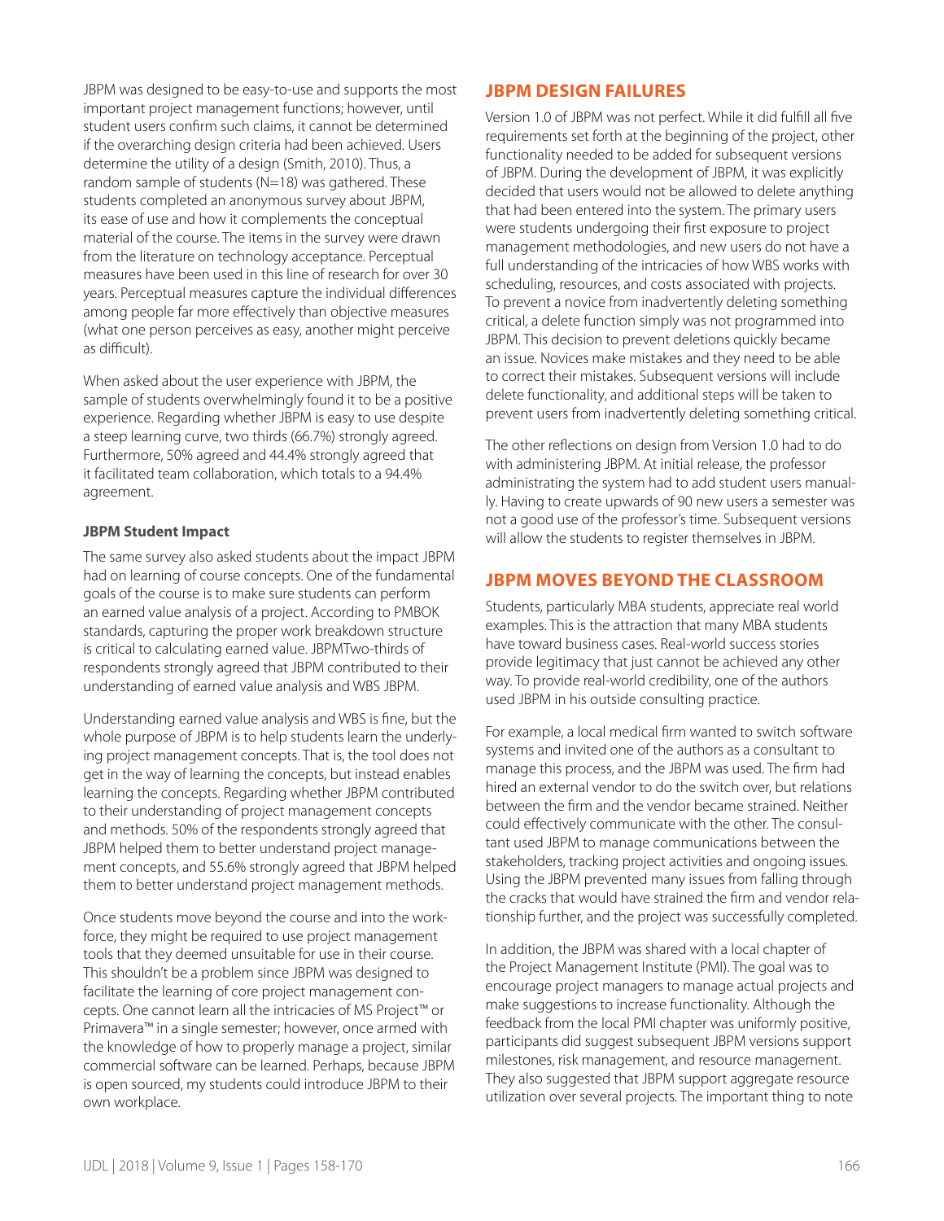JBPM was designed to be easy-to-use and supports the most important project management functions; however, until student users confirm such claims, it cannot be determined if the overarching design criteria had been achieved. Users determine the utility of a design (Smith, 2010). Thus, a random sample of students (N=18) was gathered. These students completed an anonymous survey about JBPM, its ease of use and how it complements the conceptual material of the course. The items in the survey were drawn from the literature on technology acceptance. Perceptual measures have been used in this line of research for over 30 years. Perceptual measures capture the individual differences among people far more effectively than objective measures (what one person perceives as easy, another might perceive as difficult).

When asked about the user experience with JBPM, the sample of students overwhelmingly found it to be a positive experience. Regarding whether JBPM is easy to use despite a steep learning curve, two thirds (66.7%) strongly agreed. Furthermore, 50% agreed and 44.4% strongly agreed that it facilitated team collaboration, which totals to a 94.4% agreement.

#### JBPM Student Impact

The same survey also asked students about the impact JBPM had on learning of course concepts. One of the fundamental goals of the course is to make sure students can perform an earned value analysis of a project. According to PMBOK standards, capturing the proper work breakdown structure is critical to calculating earned value. JBPMTwo-thirds of respondents strongly agreed that JBPM contributed to their understanding of earned value analysis and WBS JBPM.

Understanding earned value analysis and WBS is fine, but the whole purpose of JBPM is to help students learn the underlying project management concepts. That is, the tool does not get in the way of learning the concepts, but instead enables learning the concepts. Regarding whether JBPM contributed to their understanding of project management concepts and methods. 50% of the respondents strongly agreed that JBPM helped them to better understand project management concepts, and 55.6% strongly agreed that JBPM helped them to better understand project management methods.

Once students move beyond the course and into the workforce, they might be required to use project management tools that they deemed unsuitable for use in their course. This shouldn't be a problem since JBPM was designed to facilitate the learning of core project management concepts. One cannot learn all the intricacies of MS Project™ or Primavera™ in a single semester; however, once armed with the knowledge of how to properly manage a project, similar commercial software can be learned. Perhaps, because JBPM is open sourced, my students could introduce JBPM to their own workplace.

## JBPM DESIGN FAILURES

Version 1.0 of JBPM was not perfect. While it did fulfill all five requirements set forth at the beginning of the project, other functionality needed to be added for subsequent versions of JBPM. During the development of JBPM, it was explicitly decided that users would not be allowed to delete anything that had been entered into the system. The primary users were students undergoing their first exposure to project management methodologies, and new users do not have a full understanding of the intricacies of how WBS works with scheduling, resources, and costs associated with projects. To prevent a novice from inadvertently deleting something critical, a delete function simply was not programmed into JBPM. This decision to prevent deletions quickly became an issue. Novices make mistakes and they need to be able to correct their mistakes. Subsequent versions will include delete functionality, and additional steps will be taken to prevent users from inadvertently deleting something critical.

The other reflections on design from Version 1.0 had to do with administering JBPM. At initial release, the professor administrating the system had to add student users manually. Having to create upwards of 90 new users a semester was not a good use of the professor's time. Subsequent versions will allow the students to register themselves in JBPM.

## JBPM MOVES BEYOND THE CLASSROOM

Students, particularly MBA students, appreciate real world examples. This is the attraction that many MBA students have toward business cases. Real-world success stories provide legitimacy that just cannot be achieved any other way. To provide real-world credibility, one of the authors used JBPM in his outside consulting practice.

For example, a local medical firm wanted to switch software systems and invited one of the authors as a consultant to manage this process, and the JBPM was used. The firm had hired an external vendor to do the switch over, but relations between the firm and the vendor became strained. Neither could effectively communicate with the other. The consultant used JBPM to manage communications between the stakeholders, tracking project activities and ongoing issues. Using the JBPM prevented many issues from falling through the cracks that would have strained the firm and vendor relationship further, and the project was successfully completed.

In addition, the JBPM was shared with a local chapter of the Project Management Institute (PMI). The goal was to encourage project managers to manage actual projects and make suggestions to increase functionality. Although the feedback from the local PMI chapter was uniformly positive, participants did suggest subsequent JBPM versions support milestones, risk management, and resource management. They also suggested that JBPM support aggregate resource utilization over several projects. The important thing to note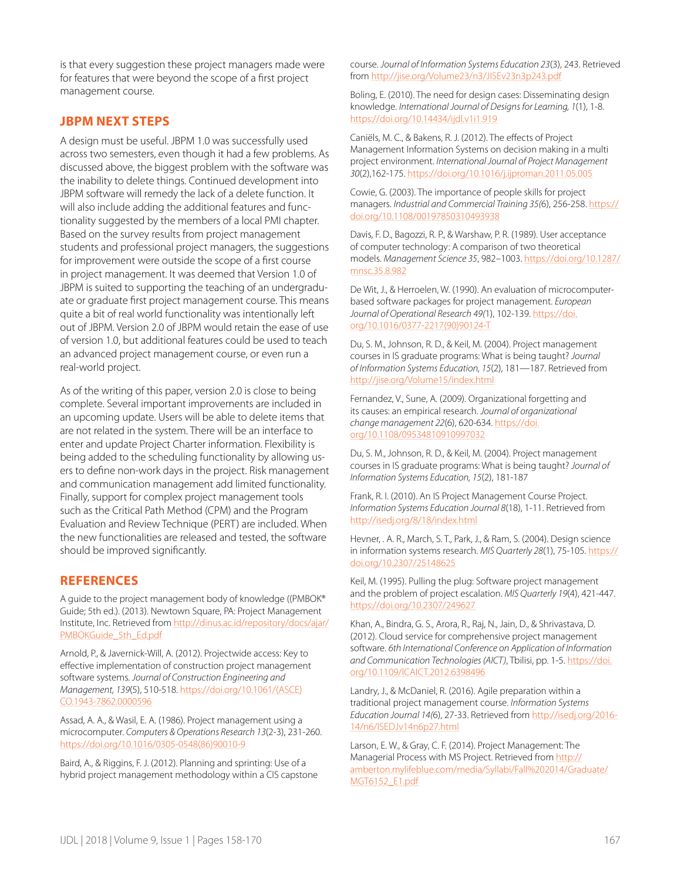is that every suggestion these project managers made were for features that were beyond the scope of a first project management course.

## JBPM NEXT STEPS

A design must be useful. JBPM 1.0 was successfully used across two semesters, even though it had a few problems. As discussed above, the biggest problem with the software was the inability to delete things. Continued development into JBPM software will remedy the lack of a delete function. It will also include adding the additional features and functionality suggested by the members of a local PMI chapter. Based on the survey results from project management students and professional project managers, the suggestions for improvement were outside the scope of a first course in project management. It was deemed that Version 1.0 of JBPM is suited to supporting the teaching of an undergraduate or graduate first project management course. This means quite a bit of real world functionality was intentionally left out of JBPM. Version 2.0 of JBPM would retain the ease of use of version 1.0, but additional features could be used to teach an advanced project management course, or even run a real-world project.

As of the writing of this paper, version 2.0 is close to being complete. Several important improvements are included in an upcoming update. Users will be able to delete items that are not related in the system. There will be an interface to enter and update Project Charter information. Flexibility is being added to the scheduling functionality by allowing users to define non-work days in the project. Risk management and communication management add limited functionality. Finally, support for complex project management tools such as the Critical Path Method (CPM) and the Program Evaluation and Review Technique (PERT) are included. When the new functionalities are released and tested, the software should be improved significantly.

## REFERENCES

A guide to the project management body of knowledge ((PMBOK® Guide; 5th ed.). (2013). Newtown Square, PA: Project Management Institute, Inc. Retrieved from http://dinus.ac.id/repository/docs/ajar/PMBOKGuide_5th_Ed.pdf

Arnold, P., & Javernick-Will, A. (2012). Projectwide access: Key to effective implementation of construction project management software systems. *Journal of Construction Engineering and Management*, *139*(5), 510-518. https://doi.org/10.1061/(ASCE)CO.1943-7862.0000596

Assad, A. A., & Wasil, E. A. (1986). Project management using a microcomputer. *Computers & Operations Research 13*(2-3), 231-260. https://doi.org/10.1016/0305-0548(86)90010-9

Baird, A., & Riggins, F. J. (2012). Planning and sprinting: Use of a hybrid project management methodology within a CIS capstone course. *Journal of Information Systems Education 23*(3), 243. Retrieved from http://jise.org/Volume23/n3/JISEv23n3p243.pdf

Boling, E. (2010). The need for design cases: Disseminating design knowledge. *International Journal of Designs for Learning, 1*(1), 1-8. https://doi.org/10.14434/ijdl.v1i1.919

Caniëls, M. C., & Bakens, R. J. (2012). The effects of Project Management Information Systems on decision making in a multi project environment. *International Journal of Project Management 30*(2),162-175. https://doi.org/10.1016/j.ijproman.2011.05.005

Cowie, G. (2003). The importance of people skills for project managers. *Industrial and Commercial Training 35*(6), 256-258. https://doi.org/10.1108/00197850310493938

Davis, F. D., Bagozzi, R. P., & Warshaw, P. R. (1989). User acceptance of computer technology: A comparison of two theoretical models. *Management Science 35*, 982–1003. https://doi.org/10.1287/mnsc.35.8.982

De Wit, J., & Herroelen, W. (1990). An evaluation of microcomputer-based software packages for project management. *European Journal of Operational Research 49*(1), 102-139. https://doi.org/10.1016/0377-2217(90)90124-T

Du, S. M., Johnson, R. D., & Keil, M. (2004). Project management courses in IS graduate programs: What is being taught? *Journal of Information Systems Education, 15*(2), 181—187. Retrieved from http://jise.org/Volume15/index.html

Fernandez, V., Sune, A. (2009). Organizational forgetting and its causes: an empirical research. *Journal of organizational change management 22*(6), 620-634. https://doi.org/10.1108/09534810910997032

Du, S. M., Johnson, R. D., & Keil, M. (2004). Project management courses in IS graduate programs: What is being taught? *Journal of Information Systems Education, 15*(2), 181-187

Frank, R. I. (2010). An IS Project Management Course Project. *Information Systems Education Journal 8*(18), 1-11. Retrieved from http://isedj.org/8/18/index.html

Hevner, . A. R., March, S. T., Park, J., & Ram, S. (2004). Design science in information systems research. *MIS Quarterly 28*(1), 75-105. https://doi.org/10.2307/25148625

Keil, M. (1995). Pulling the plug: Software project management and the problem of project escalation. *MIS Quarterly 19*(4), 421-447. https://doi.org/10.2307/249627

Khan, A., Bindra, G. S., Arora, R., Raj, N., Jain, D., & Shrivastava, D. (2012). Cloud service for comprehensive project management software. *6th International Conference on Application of Information and Communication Technologies (AICT)*, Tbilisi, pp. 1-5. https://doi.org/10.1109/ICAICT.2012.6398496

Landry, J., & McDaniel, R. (2016). Agile preparation within a traditional project management course. *Information Systems Education Journal 14(*6), 27-33. Retrieved from http://isedj.org/2016-14/n6/ISEDJv14n6p27.html

Larson, E. W., & Gray, C. F. (2014). Project Management: The Managerial Process with MS Project. Retrieved from http://amberton.mylifeblue.com/media/Syllabi/Fall%202014/Graduate/MGT6152_E1.pdf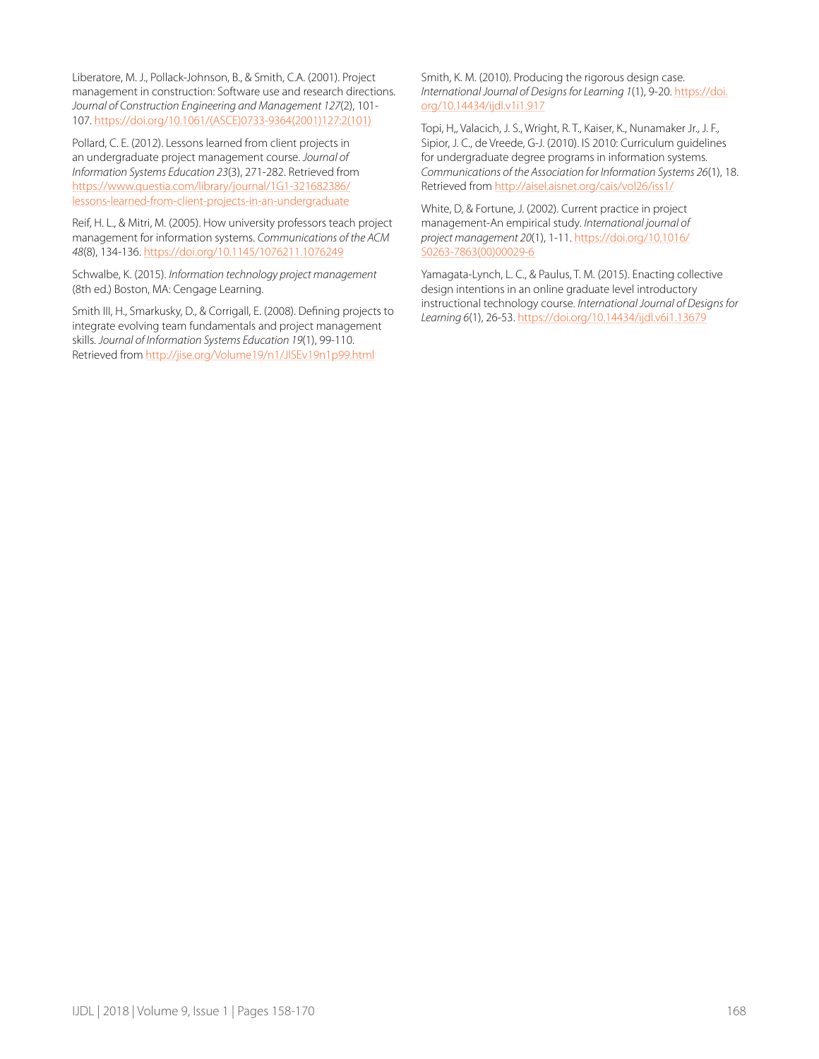Liberatore, M. J., Pollack-Johnson, B., & Smith, C.A. (2001). Project management in construction: Software use and research directions. *Journal of Construction Engineering and Management 127*(2), 101-107. https://doi.org/10.1061/(ASCE)0733-9364(2001)127:2(101)

Pollard, C. E. (2012). Lessons learned from client projects in an undergraduate project management course. *Journal of Information Systems Education 23*(3), 271-282. Retrieved from https://www.questia.com/library/journal/1G1-321682386/lessons-learned-from-client-projects-in-an-undergraduate

Reif, H. L., & Mitri, M. (2005). How university professors teach project management for information systems. *Communications of the ACM 48*(8), 134-136. https://doi.org/10.1145/1076211.1076249

Schwalbe, K. (2015). *Information technology project management* (8th ed.) Boston, MA: Cengage Learning.

Smith III, H., Smarkusky, D., & Corrigall, E. (2008). Defining projects to integrate evolving team fundamentals and project management skills. *Journal of Information Systems Education 19*(1), 99-110. Retrieved from http://jise.org/Volume19/n1/JISEv19n1p99.html

Smith, K. M. (2010). Producing the rigorous design case. *International Journal of Designs for Learning 1*(1), 9-20. https://doi.org/10.14434/ijdl.v1i1.917

Topi, H., Valacich, J. S., Wright, R. T., Kaiser, K., Nunamaker Jr., J. F., Sipior, J. C., de Vreede, G-J. (2010). IS 2010: Curriculum guidelines for undergraduate degree programs in information systems. *Communications of the Association for Information Systems 26*(1), 18. Retrieved from http://aisel.aisnet.org/cais/vol26/iss1/

White, D, & Fortune, J. (2002). Current practice in project management-An empirical study. *International journal of project management 20*(1), 1-11. https://doi.org/10.1016/S0263-7863(00)00029-6

Yamagata-Lynch, L. C., & Paulus, T. M. (2015). Enacting collective design intentions in an online graduate level introductory instructional technology course. *International Journal of Designs for Learning 6*(1), 26-53. https://doi.org/10.14434/ijdl.v6i1.13679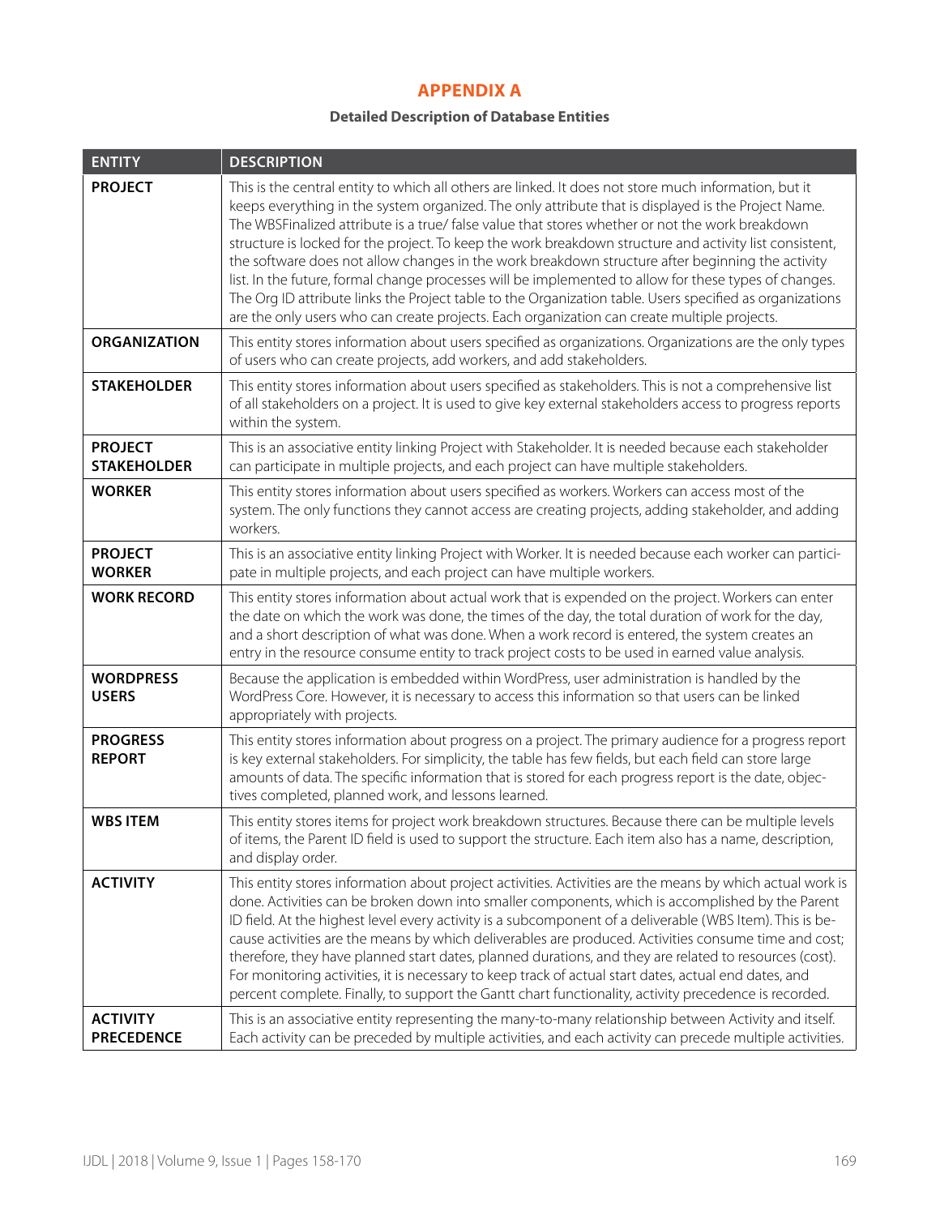# APPENDIX A

**Detailed Description of Database Entities**

| ENTITY | DESCRIPTION |
|---|---|
| **PROJECT** | This is the central entity to which all others are linked. It does not store much information, but it keeps everything in the system organized. The only attribute that is displayed is the Project Name. The WBSFinalized attribute is a true/ false value that stores whether or not the work breakdown structure is locked for the project. To keep the work breakdown structure and activity list consistent, the software does not allow changes in the work breakdown structure after beginning the activity list. In the future, formal change processes will be implemented to allow for these types of changes. The Org ID attribute links the Project table to the Organization table. Users specified as organizations are the only users who can create projects. Each organization can create multiple projects. |
| **ORGANIZATION** | This entity stores information about users specified as organizations. Organizations are the only types of users who can create projects, add workers, and add stakeholders. |
| **STAKEHOLDER** | This entity stores information about users specified as stakeholders. This is not a comprehensive list of all stakeholders on a project. It is used to give key external stakeholders access to progress reports within the system. |
| **PROJECT STAKEHOLDER** | This is an associative entity linking Project with Stakeholder. It is needed because each stakeholder can participate in multiple projects, and each project can have multiple stakeholders. |
| **WORKER** | This entity stores information about users specified as workers. Workers can access most of the system. The only functions they cannot access are creating projects, adding stakeholder, and adding workers. |
| **PROJECT WORKER** | This is an associative entity linking Project with Worker. It is needed because each worker can participate in multiple projects, and each project can have multiple workers. |
| **WORK RECORD** | This entity stores information about actual work that is expended on the project. Workers can enter the date on which the work was done, the times of the day, the total duration of work for the day, and a short description of what was done. When a work record is entered, the system creates an entry in the resource consume entity to track project costs to be used in earned value analysis. |
| **WORDPRESS USERS** | Because the application is embedded within WordPress, user administration is handled by the WordPress Core. However, it is necessary to access this information so that users can be linked appropriately with projects. |
| **PROGRESS REPORT** | This entity stores information about progress on a project. The primary audience for a progress report is key external stakeholders. For simplicity, the table has few fields, but each field can store large amounts of data. The specific information that is stored for each progress report is the date, objectives completed, planned work, and lessons learned. |
| **WBS ITEM** | This entity stores items for project work breakdown structures. Because there can be multiple levels of items, the Parent ID field is used to support the structure. Each item also has a name, description, and display order. |
| **ACTIVITY** | This entity stores information about project activities. Activities are the means by which actual work is done. Activities can be broken down into smaller components, which is accomplished by the Parent ID field. At the highest level every activity is a subcomponent of a deliverable (WBS Item). This is because activities are the means by which deliverables are produced. Activities consume time and cost; therefore, they have planned start dates, planned durations, and they are related to resources (cost). For monitoring activities, it is necessary to keep track of actual start dates, actual end dates, and percent complete. Finally, to support the Gantt chart functionality, activity precedence is recorded. |
| **ACTIVITY PRECEDENCE** | This is an associative entity representing the many-to-many relationship between Activity and itself. Each activity can be preceded by multiple activities, and each activity can precede multiple activities. |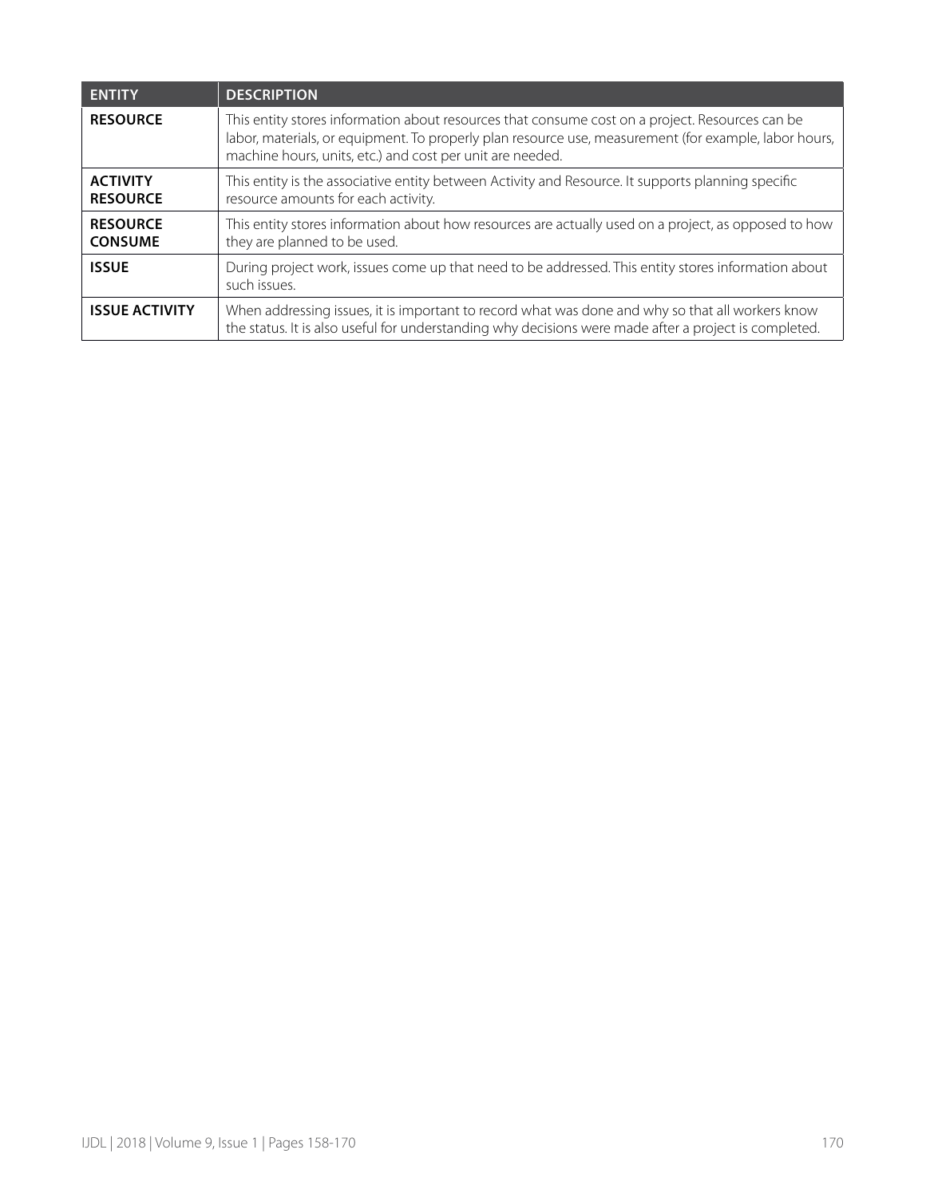| ENTITY | DESCRIPTION |
|---|---|
| **RESOURCE** | This entity stores information about resources that consume cost on a project. Resources can be labor, materials, or equipment. To properly plan resource use, measurement (for example, labor hours, machine hours, units, etc.) and cost per unit are needed. |
| **ACTIVITY RESOURCE** | This entity is the associative entity between Activity and Resource. It supports planning specific resource amounts for each activity. |
| **RESOURCE CONSUME** | This entity stores information about how resources are actually used on a project, as opposed to how they are planned to be used. |
| **ISSUE** | During project work, issues come up that need to be addressed. This entity stores information about such issues. |
| **ISSUE ACTIVITY** | When addressing issues, it is important to record what was done and why so that all workers know the status. It is also useful for understanding why decisions were made after a project is completed. |